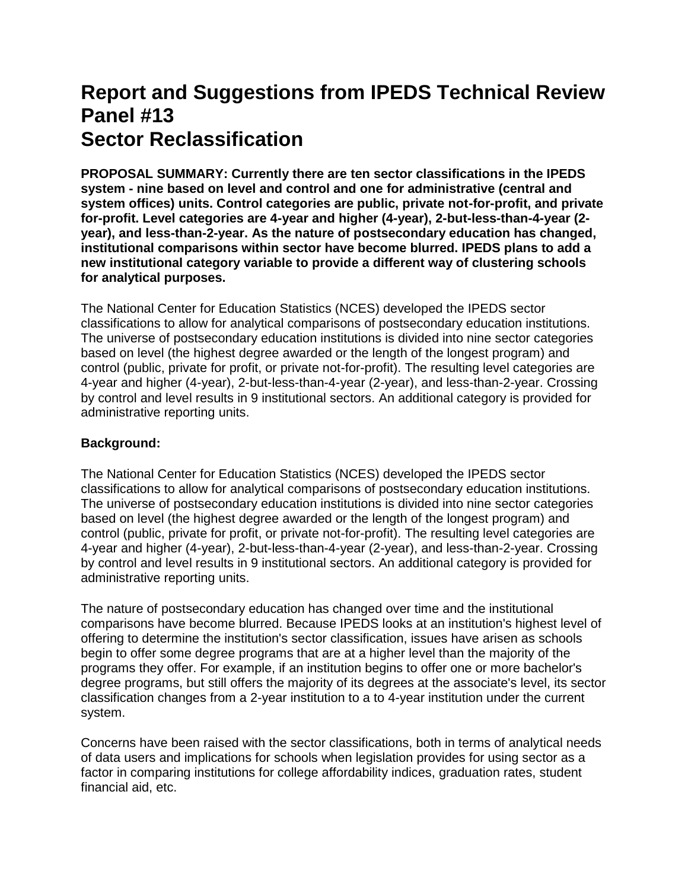# Report and Suggestions from IPEDS Technical Review Panel #13
# Sector Reclassification

**PROPOSAL SUMMARY: Currently there are ten sector classifications in the IPEDS system - nine based on level and control and one for administrative (central and system offices) units. Control categories are public, private not-for-profit, and private for-profit. Level categories are 4-year and higher (4-year), 2-but-less-than-4-year (2-year), and less-than-2-year. As the nature of postsecondary education has changed, institutional comparisons within sector have become blurred. IPEDS plans to add a new institutional category variable to provide a different way of clustering schools for analytical purposes.**

The National Center for Education Statistics (NCES) developed the IPEDS sector classifications to allow for analytical comparisons of postsecondary education institutions. The universe of postsecondary degree education institutions is divided into nine sector categories based on level (the highest degree awarded or the length of the longest program) and control (public, private for profit, or private not-for-profit). The resulting level categories are 4-year and higher (4-year), 2-but-less-than-4-year (2-year), and less-than-2-year. Crossing by control and level results in 9 institutional sectors. An additional category is provided for administrative reporting units.

**Background:**

The National Center for Education Statistics (NCES) developed the IPEDS sector classifications to allow for analytical comparisons of postsecondary education institutions. The universe of postsecondary degree education institutions is divided into nine sector categories based on level (the highest degree awarded or the length of the longest program) and control (public, private for profit, or private not-for-profit). The resulting level categories are 4-year and higher (4-year), 2-but-less-than-4-year (2-year), and less-than-2-year. Crossing by control and level results in 9 institutional sectors. An additional category is provided for administrative reporting units.

The nature of postsecondary education has changed over time and the institutional comparisons have become blurred. Because IPEDS looks at an institution's highest level of offering to determine the institution's sector classification, issues have arisen as schools begin to offer some degree programs that are at a higher level than the majority of the programs they offer. For example, if an institution begins to offer one or more bachelor's degree programs, but still offers the majority of its degrees at the associate's level, its sector classification changes from a 2-year institution to a to 4-year institution under the current system.

Concerns have been raised with the sector classifications, both in terms of analytical needs of data users and implications for schools when legislation provides for using sector as a factor in comparing institutions for college affordability indices, graduation rates, student financial aid, etc.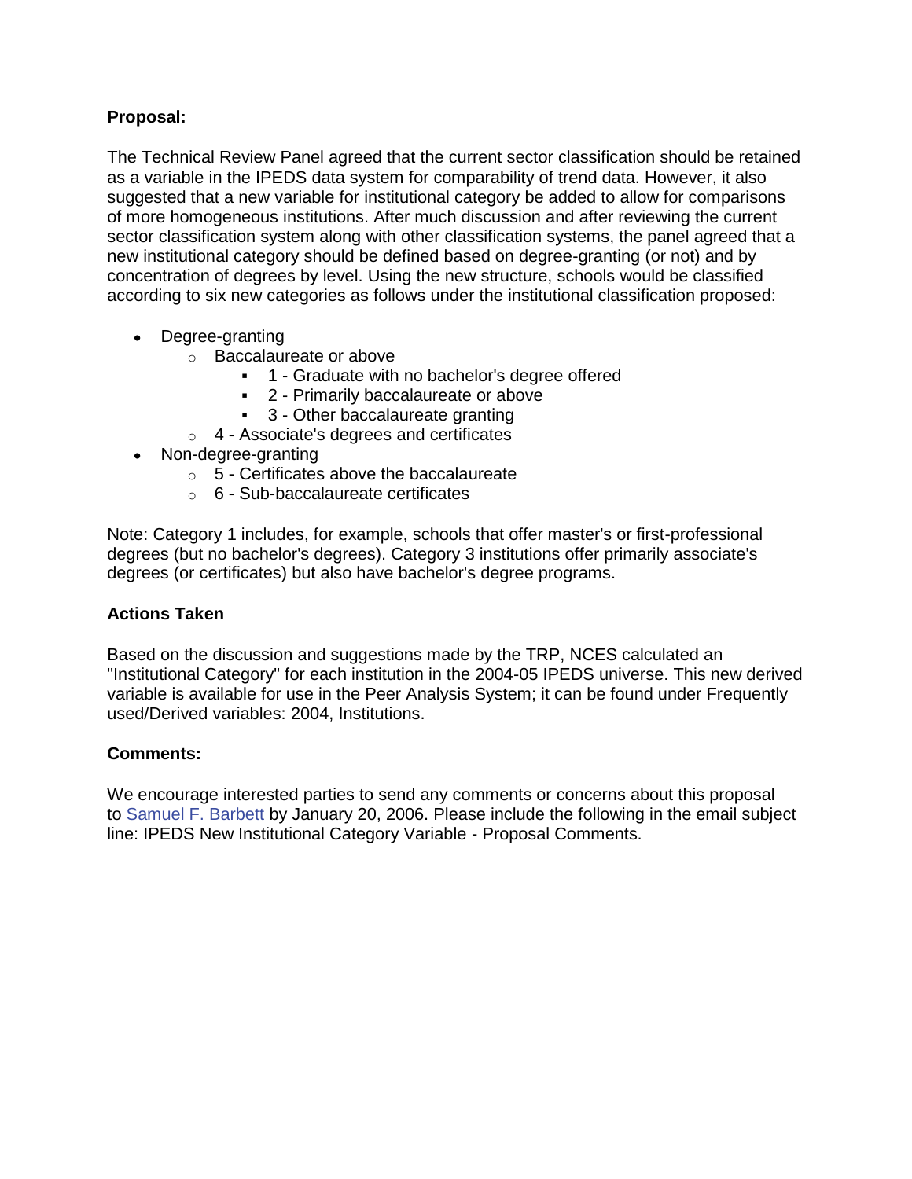**Proposal:**

The Technical Review Panel agreed that the current sector classification should be retained as a variable in the IPEDS data system for comparability of trend data. However, it also suggested that a new variable for institutional category be added to allow for comparisons of more homogeneous institutions. After much discussion and after reviewing the current sector classification system along with other classification systems, the panel agreed that a new institutional category should be defined based on degree-granting (or not) and by concentration of degrees by level. Using the new structure, schools would be classified according to six new categories as follows under the institutional classification proposed:

- Degree-granting
  - Baccalaureate or above
    - 1 - Graduate with no bachelor's degree offered
    - 2 - Primarily baccalaureate or above
    - 3 - Other baccalaureate granting
  - 4 - Associate's degrees and certificates
- Non-degree-granting
  - 5 - Certificates above the baccalaureate
  - 6 - Sub-baccalaureate certificates

Note: Category 1 includes, for example, schools that offer master's or first-professional degrees (but no bachelor's degrees). Category 3 institutions offer primarily associate's degrees (or certificates) but also have bachelor's degree programs.

**Actions Taken**

Based on the discussion and suggestions made by the TRP, NCES calculated an "Institutional Category" for each institution in the 2004-05 IPEDS universe. This new derived variable is available for use in the Peer Analysis System; it can be found under Frequently used/Derived variables: 2004, Institutions.

**Comments:**

We encourage interested parties to send any comments or concerns about this proposal to Samuel F. Barbett by January 20, 2006. Please include the following in the email subject line: IPEDS New Institutional Category Variable - Proposal Comments.